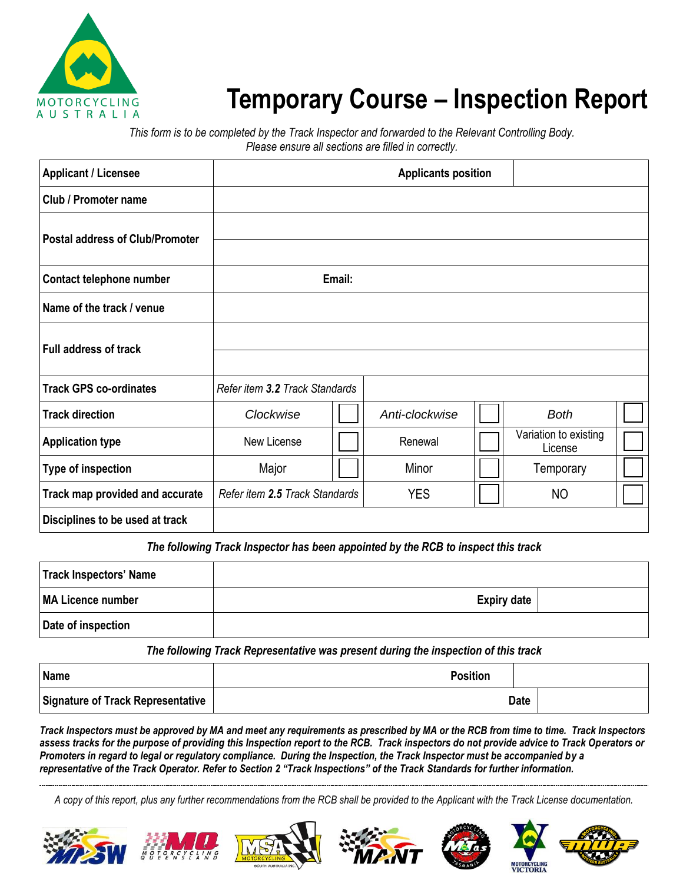MOTORCYCLING AUSTRALIA

# Temporary Course – Inspection Report

*This form is to be completed by the Track Inspector and forwarded to the Relevant Controlling Body.*
*Please ensure all sections are filled in correctly.*

| | | | | | | |
|---|---|---|---|---|---|---|
| **Applicant / Licensee** | | | **Applicants position** | | | |
| **Club / Promoter name** | | | | | | |
| **Postal address of Club/Promoter** | | | | | | |
| **Contact telephone number** | | **Email:** | | | | |
| **Name of the track / venue** | | | | | | |
| **Full address of track** | | | | | | |
| **Track GPS co-ordinates** | *Refer item **3.2** Track Standards* | | | | | |
| **Track direction** | *Clockwise* | ☐ | *Anti-clockwise* | ☐ | *Both* | ☐ |
| **Application type** | New License | ☐ | Renewal | ☐ | Variation to existing License | ☐ |
| **Type of inspection** | Major | ☐ | Minor | ☐ | Temporary | ☐ |
| **Track map provided and accurate** | *Refer item **2.5** Track Standards* | | YES | ☐ | NO | ☐ |
| **Disciplines to be used at track** | | | | | | |

***The following Track Inspector has been appointed by the RCB to inspect this track***

| | | | |
|---|---|---|---|
| **Track Inspectors' Name** | | | |
| **MA Licence number** | | **Expiry date** | |
| **Date of inspection** | | | |

***The following Track Representative was present during the inspection of this track***

| | | | |
|---|---|---|---|
| **Name** | | **Position** | |
| **Signature of Track Representative** | | **Date** | |

***Track Inspectors must be approved by MA and meet any requirements as prescribed by MA or the RCB from time to time. Track Inspectors assess tracks for the purpose of providing this Inspection report to the RCB. Track inspectors do not provide advice to Track Operators or Promoters in regard to legal or regulatory compliance. During the Inspection, the Track Inspector must be accompanied by a representative of the Track Operator. Refer to Section 2 "Track Inspections" of the Track Standards for further information.***

*A copy of this report, plus any further recommendations from the RCB shall be provided to the Applicant with the Track License documentation.*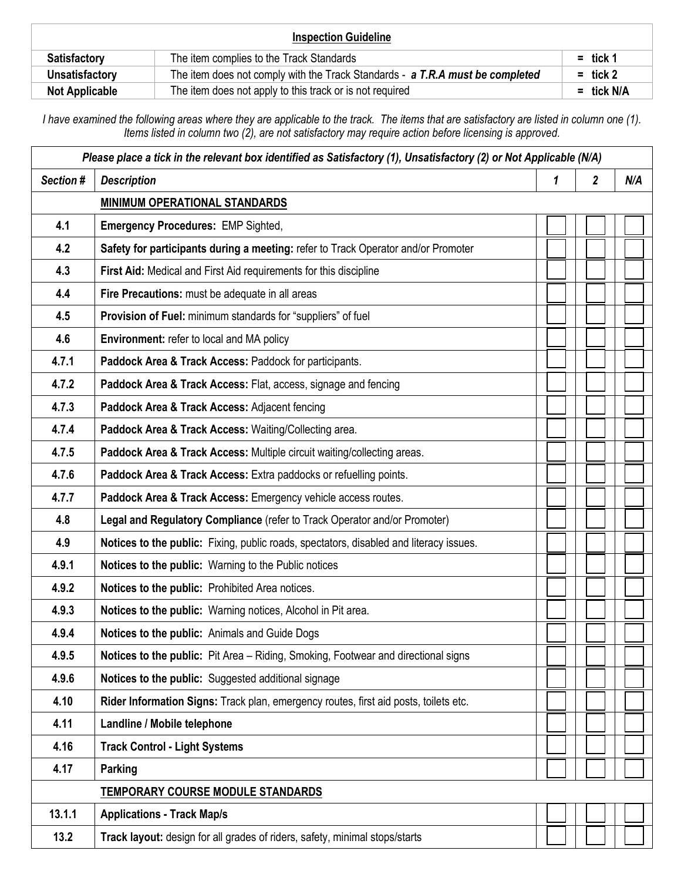| Inspection Guideline | | |
|---|---|---|
| **Satisfactory** | The item complies to the Track Standards | = tick 1 |
| **Unsatisfactory** | The item does not comply with the Track Standards - ***a T.R.A must be completed*** | = tick 2 |
| **Not Applicable** | The item does not apply to this track or is not required | = tick N/A |

*I have examined the following areas where they are applicable to the track. The items that are satisfactory are listed in column one (1). Items listed in column two (2), are not satisfactory may require action before licensing is approved.*

***Please place a tick in the relevant box identified as Satisfactory (1), Unsatisfactory (2) or Not Applicable (N/A)***

| *Section #* | *Description* | *1* | *2* | *N/A* |
|---|---|---|---|---|
| | **MINIMUM OPERATIONAL STANDARDS** | | | |
| 4.1 | **Emergency Procedures:** EMP Sighted, | | | |
| 4.2 | **Safety for participants during a meeting:** refer to Track Operator and/or Promoter | | | |
| 4.3 | **First Aid:** Medical and First Aid requirements for this discipline | | | |
| 4.4 | **Fire Precautions:** must be adequate in all areas | | | |
| 4.5 | **Provision of Fuel:** minimum standards for "suppliers" of fuel | | | |
| 4.6 | **Environment:** refer to local and MA policy | | | |
| 4.7.1 | **Paddock Area & Track Access:** Paddock for participants. | | | |
| 4.7.2 | **Paddock Area & Track Access:** Flat, access, signage and fencing | | | |
| 4.7.3 | **Paddock Area & Track Access:** Adjacent fencing | | | |
| 4.7.4 | **Paddock Area & Track Access:** Waiting/Collecting area. | | | |
| 4.7.5 | **Paddock Area & Track Access:** Multiple circuit waiting/collecting areas. | | | |
| 4.7.6 | **Paddock Area & Track Access:** Extra paddocks or refuelling points. | | | |
| 4.7.7 | **Paddock Area & Track Access:** Emergency vehicle access routes. | | | |
| 4.8 | **Legal and Regulatory Compliance** (refer to Track Operator and/or Promoter) | | | |
| 4.9 | **Notices to the public:** Fixing, public roads, spectators, disabled and literacy issues. | | | |
| 4.9.1 | **Notices to the public:** Warning to the Public notices | | | |
| 4.9.2 | **Notices to the public:** Prohibited Area notices. | | | |
| 4.9.3 | **Notices to the public:** Warning notices, Alcohol in Pit area. | | | |
| 4.9.4 | **Notices to the public:** Animals and Guide Dogs | | | |
| 4.9.5 | **Notices to the public:** Pit Area – Riding, Smoking, Footwear and directional signs | | | |
| 4.9.6 | **Notices to the public:** Suggested additional signage | | | |
| 4.10 | **Rider Information Signs:** Track plan, emergency routes, first aid posts, toilets etc. | | | |
| 4.11 | **Landline / Mobile telephone** | | | |
| 4.16 | **Track Control - Light Systems** | | | |
| 4.17 | **Parking** | | | |
| | **TEMPORARY COURSE MODULE STANDARDS** | | | |
| 13.1.1 | **Applications - Track Map/s** | | | |
| 13.2 | **Track layout:** design for all grades of riders, safety, minimal stops/starts | | | |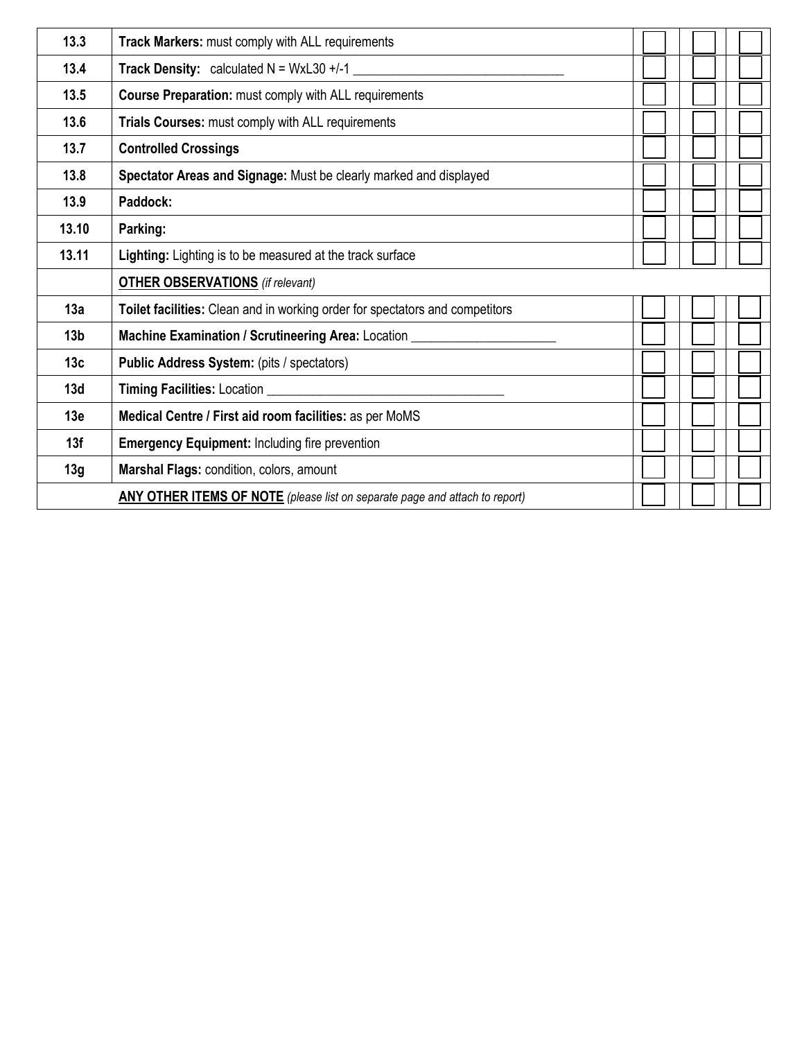| | | | | |
|---|---|---|---|---|
| **13.3** | **Track Markers:** must comply with ALL requirements | ☐ | ☐ | ☐ |
| **13.4** | **Track Density:** calculated N = WxL30 +/-1 ______________________________ | ☐ | ☐ | ☐ |
| **13.5** | **Course Preparation:** must comply with ALL requirements | ☐ | ☐ | ☐ |
| **13.6** | **Trials Courses:** must comply with ALL requirements | ☐ | ☐ | ☐ |
| **13.7** | **Controlled Crossings** | ☐ | ☐ | ☐ |
| **13.8** | **Spectator Areas and Signage:** Must be clearly marked and displayed | ☐ | ☐ | ☐ |
| **13.9** | **Paddock:** | ☐ | ☐ | ☐ |
| **13.10** | **Parking:** | ☐ | ☐ | ☐ |
| **13.11** | **Lighting:** Lighting is to be measured at the track surface | ☐ | ☐ | ☐ |
| | **OTHER OBSERVATIONS** *(if relevant)* | | | |
| **13a** | **Toilet facilities:** Clean and in working order for spectators and competitors | ☐ | ☐ | ☐ |
| **13b** | **Machine Examination / Scrutineering Area:** Location ______________________ | ☐ | ☐ | ☐ |
| **13c** | **Public Address System:** (pits / spectators) | ☐ | ☐ | ☐ |
| **13d** | **Timing Facilities:** Location ___________________________________ | ☐ | ☐ | ☐ |
| **13e** | **Medical Centre / First aid room facilities:** as per MoMS | ☐ | ☐ | ☐ |
| **13f** | **Emergency Equipment:** Including fire prevention | ☐ | ☐ | ☐ |
| **13g** | **Marshal Flags:** condition, colors, amount | ☐ | ☐ | ☐ |
| | **ANY OTHER ITEMS OF NOTE** *(please list on separate page and attach to report)* | ☐ | ☐ | ☐ |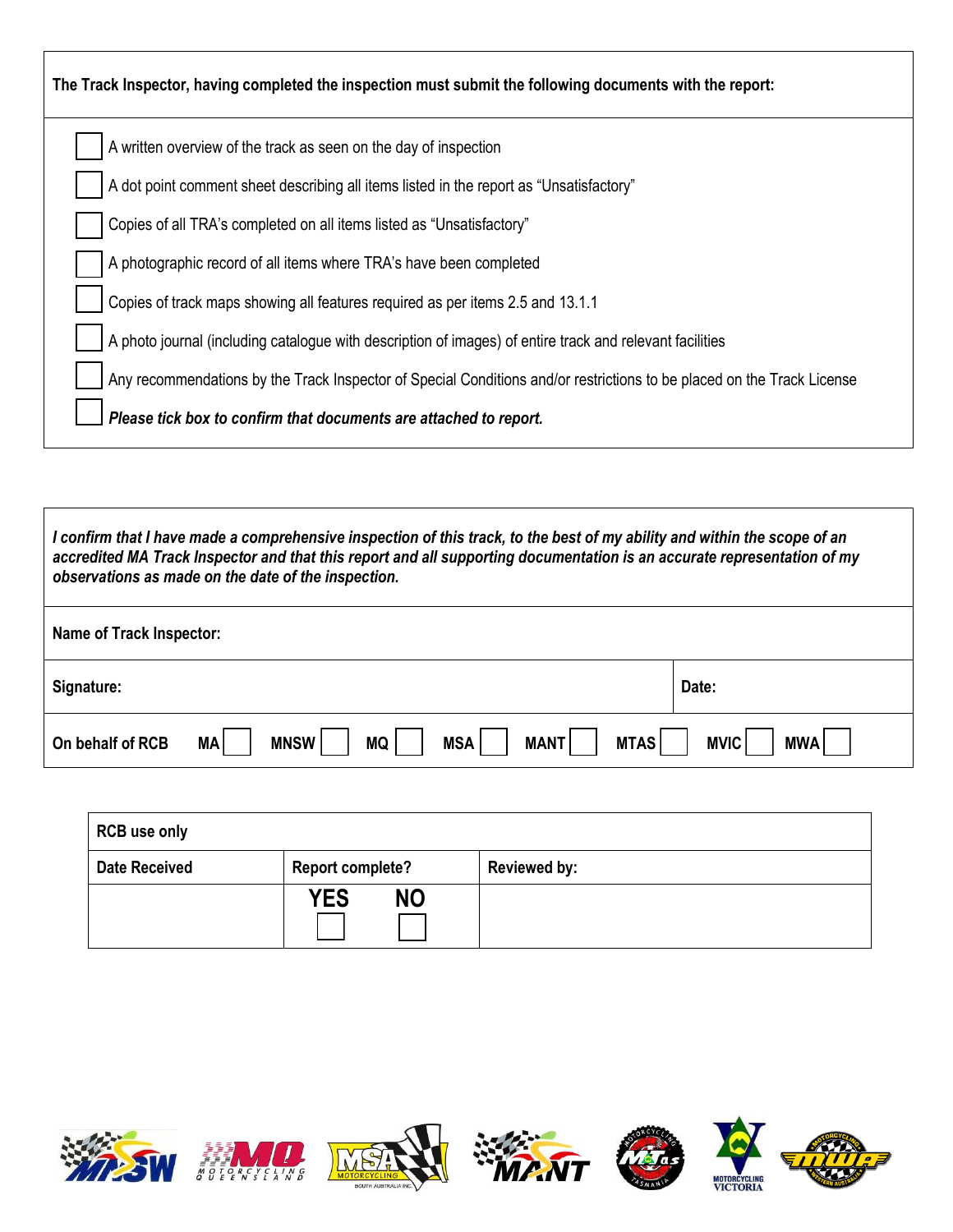**The Track Inspector, having completed the inspection must submit the following documents with the report:**

- ☐ A written overview of the track as seen on the day of inspection
- ☐ A dot point comment sheet describing all items listed in the report as "Unsatisfactory"
- ☐ Copies of all TRA's completed on all items listed as "Unsatisfactory"
- ☐ A photographic record of all items where TRA's have been completed
- ☐ Copies of track maps showing all features required as per items 2.5 and 13.1.1
- ☐ A photo journal (including catalogue with description of images) of entire track and relevant facilities
- ☐ Any recommendations by the Track Inspector of Special Conditions and/or restrictions to be placed on the Track License
- ☐ ***Please tick box to confirm that documents are attached to report.***

***I confirm that I have made a comprehensive inspection of this track, to the best of my ability and within the scope of an accredited MA Track Inspector and that this report and all supporting documentation is an accurate representation of my observations as made on the date of the inspection.***

| | |
|---|---|
| **Name of Track Inspector:** | |
| **Signature:** | **Date:** |
| **On behalf of RCB** MA ☐ MNSW ☐ MQ ☐ MSA ☐ MANT ☐ MTAS ☐ MVIC ☐ MWA ☐ | |

| **RCB use only** | | |
|---|---|---|
| **Date Received** | **Report complete?** | **Reviewed by:** |
| | **YES** ☐ **NO** ☐ | |